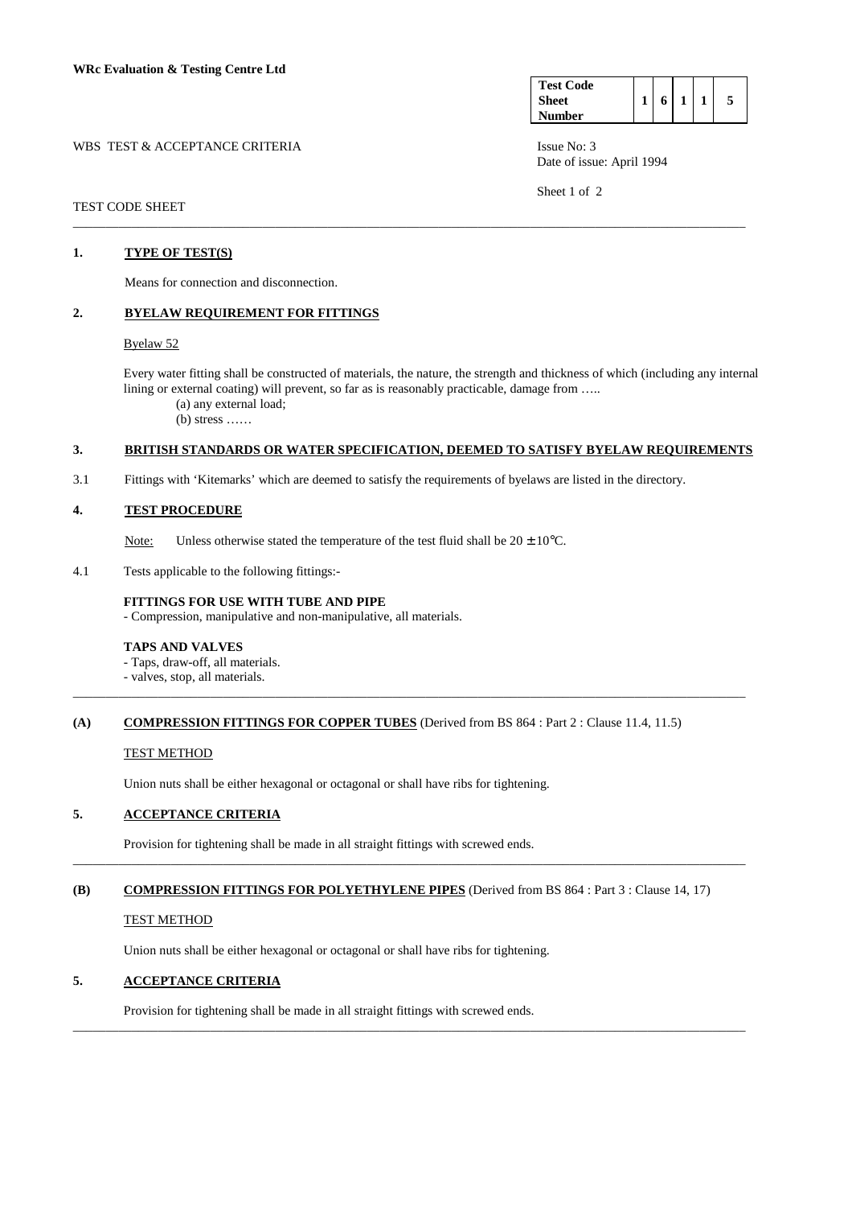**WRc Evaluation & Testing Centre Ltd**

| Test Code Sheet Number | 1 | 6 | 1 | 1 | 5 |
|---|---|---|---|---|---|

WBS TEST & ACCEPTANCE CRITERIA

Issue No: 3
Date of issue: April 1994

TEST CODE SHEET

## 1. TYPE OF TEST(S)

Means for connection and disconnection.

## 2. BYELAW REQUIREMENT FOR FITTINGS

Byelaw 52

Every water fitting shall be constructed of materials, the nature, the strength and thickness of which (including any internal lining or external coating) will prevent, so far as is reasonably practicable, damage from …..

(a) any external load;
(b) stress ……

## 3. BRITISH STANDARDS OR WATER SPECIFICATION, DEEMED TO SATISFY BYELAW REQUIREMENTS

3.1 Fittings with 'Kitemarks' which are deemed to satisfy the requirements of byelaws are listed in the directory.

## 4. TEST PROCEDURE

Note: Unless otherwise stated the temperature of the test fluid shall be 20 ± 10°C.

4.1 Tests applicable to the following fittings:-

**FITTINGS FOR USE WITH TUBE AND PIPE**
- Compression, manipulative and non-manipulative, all materials.

**TAPS AND VALVES**
- Taps, draw-off, all materials.
- valves, stop, all materials.

## (A) COMPRESSION FITTINGS FOR COPPER TUBES (Derived from BS 864 : Part 2 : Clause 11.4, 11.5)

TEST METHOD

Union nuts shall be either hexagonal or octagonal or shall have ribs for tightening.

## 5. ACCEPTANCE CRITERIA

Provision for tightening shall be made in all straight fittings with screwed ends.

## (B) COMPRESSION FITTINGS FOR POLYETHYLENE PIPES (Derived from BS 864 : Part 3 : Clause 14, 17)

TEST METHOD

Union nuts shall be either hexagonal or octagonal or shall have ribs for tightening.

## 5. ACCEPTANCE CRITERIA

Provision for tightening shall be made in all straight fittings with screwed ends.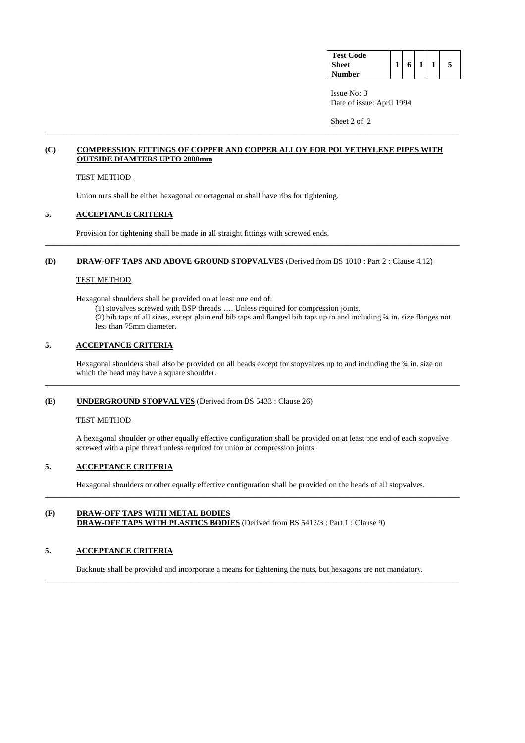| Test Code Sheet Number | 1 | 6 | 1 | 1 | 5 |
|---|---|---|---|---|---|

Issue No: 3
Date of issue: April 1994

---

**(C) <u>COMPRESSION FITTINGS OF COPPER AND COPPER ALLOY FOR POLYETHYLENE PIPES WITH OUTSIDE DIAMTERS UPTO 2000mm</u>**

<u>TEST METHOD</u>

Union nuts shall be either hexagonal or octagonal or shall have ribs for tightening.

**5. <u>ACCEPTANCE CRITERIA</u>**

Provision for tightening shall be made in all straight fittings with screwed ends.

---

**(D) <u>DRAW-OFF TAPS AND ABOVE GROUND STOPVALVES</u>** (Derived from BS 1010 : Part 2 : Clause 4.12)

<u>TEST METHOD</u>

Hexagonal shoulders shall be provided on at least one end of:

(1) stovalves screwed with BSP threads …. Unless required for compression joints.

(2) bib taps of all sizes, except plain end bib taps and flanged bib taps up to and including ¾ in. size flanges not less than 75mm diameter.

**5. <u>ACCEPTANCE CRITERIA</u>**

Hexagonal shoulders shall also be provided on all heads except for stopvalves up to and including the ¾ in. size on which the head may have a square shoulder.

---

**(E) <u>UNDERGROUND STOPVALVES</u>** (Derived from BS 5433 : Clause 26)

<u>TEST METHOD</u>

A hexagonal shoulder or other equally effective configuration shall be provided on at least one end of each stopvalve screwed with a pipe thread unless required for union or compression joints.

**5. <u>ACCEPTANCE CRITERIA</u>**

Hexagonal shoulders or other equally effective configuration shall be provided on the heads of all stopvalves.

---

**(F) <u>DRAW-OFF TAPS WITH METAL BODIES</u>**
**<u>DRAW-OFF TAPS WITH PLASTICS BODIES</u>** (Derived from BS 5412/3 : Part 1 : Clause 9)

**5. <u>ACCEPTANCE CRITERIA</u>**

Backnuts shall be provided and incorporate a means for tightening the nuts, but hexagons are not mandatory.